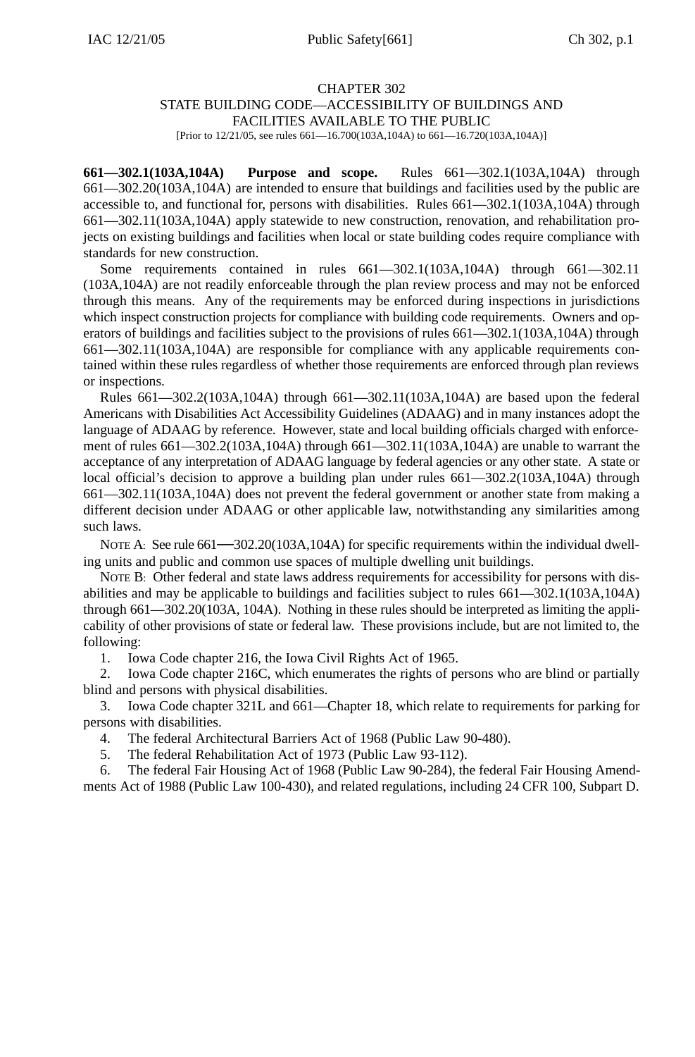# CHAPTER 302

## STATE BUILDING CODE—ACCESSIBILITY OF BUILDINGS AND FACILITIES AVAILABLE TO THE PUBLIC

[Prior to 12/21/05, see rules 661—16.700(103A,104A) to 661—16.720(103A,104A)]

**661—302.1(103A,104A) Purpose and scope.** Rules 661—302.1(103A,104A) through 661—302.20(103A,104A) are intended to ensure that buildings and facilities used by the public are accessible to, and functional for, persons with disabilities. Rules 661—302.1(103A,104A) through 661—302.11(103A,104A) apply statewide to new construction, renovation, and rehabilitation projects on existing buildings and facilities when local or state building codes require compliance with standards for new construction.

Some requirements contained in rules 661—302.1(103A,104A) through 661—302.11 (103A,104A) are not readily enforceable through the plan review process and may not be enforced through this means. Any of the requirements may be enforced during inspections in jurisdictions which inspect construction projects for compliance with building code requirements. Owners and operators of buildings and facilities subject to the provisions of rules 661—302.1(103A,104A) through 661—302.11(103A,104A) are responsible for compliance with any applicable requirements contained within these rules regardless of whether those requirements are enforced through plan reviews or inspections.

Rules 661—302.2(103A,104A) through 661—302.11(103A,104A) are based upon the federal Americans with Disabilities Act Accessibility Guidelines (ADAAG) and in many instances adopt the language of ADAAG by reference. However, state and local building officials charged with enforcement of rules 661—302.2(103A,104A) through 661—302.11(103A,104A) are unable to warrant the acceptance of any interpretation of ADAAG language by federal agencies or any other state. A state or local official's decision to approve a building plan under rules 661—302.2(103A,104A) through 661—302.11(103A,104A) does not prevent the federal government or another state from making a different decision under ADAAG or other applicable law, notwithstanding any similarities among such laws.

NOTE A: See rule 661—302.20(103A,104A) for specific requirements within the individual dwelling units and public and common use spaces of multiple dwelling unit buildings.

NOTE B: Other federal and state laws address requirements for accessibility for persons with disabilities and may be applicable to buildings and facilities subject to rules 661—302.1(103A,104A) through 661—302.20(103A, 104A). Nothing in these rules should be interpreted as limiting the applicability of other provisions of state or federal law. These provisions include, but are not limited to, the following:

1. Iowa Code chapter 216, the Iowa Civil Rights Act of 1965.
2. Iowa Code chapter 216C, which enumerates the rights of persons who are blind or partially blind and persons with physical disabilities.
3. Iowa Code chapter 321L and 661—Chapter 18, which relate to requirements for parking for persons with disabilities.
4. The federal Architectural Barriers Act of 1968 (Public Law 90-480).
5. The federal Rehabilitation Act of 1973 (Public Law 93-112).
6. The federal Fair Housing Act of 1968 (Public Law 90-284), the federal Fair Housing Amendments Act of 1988 (Public Law 100-430), and related regulations, including 24 CFR 100, Subpart D.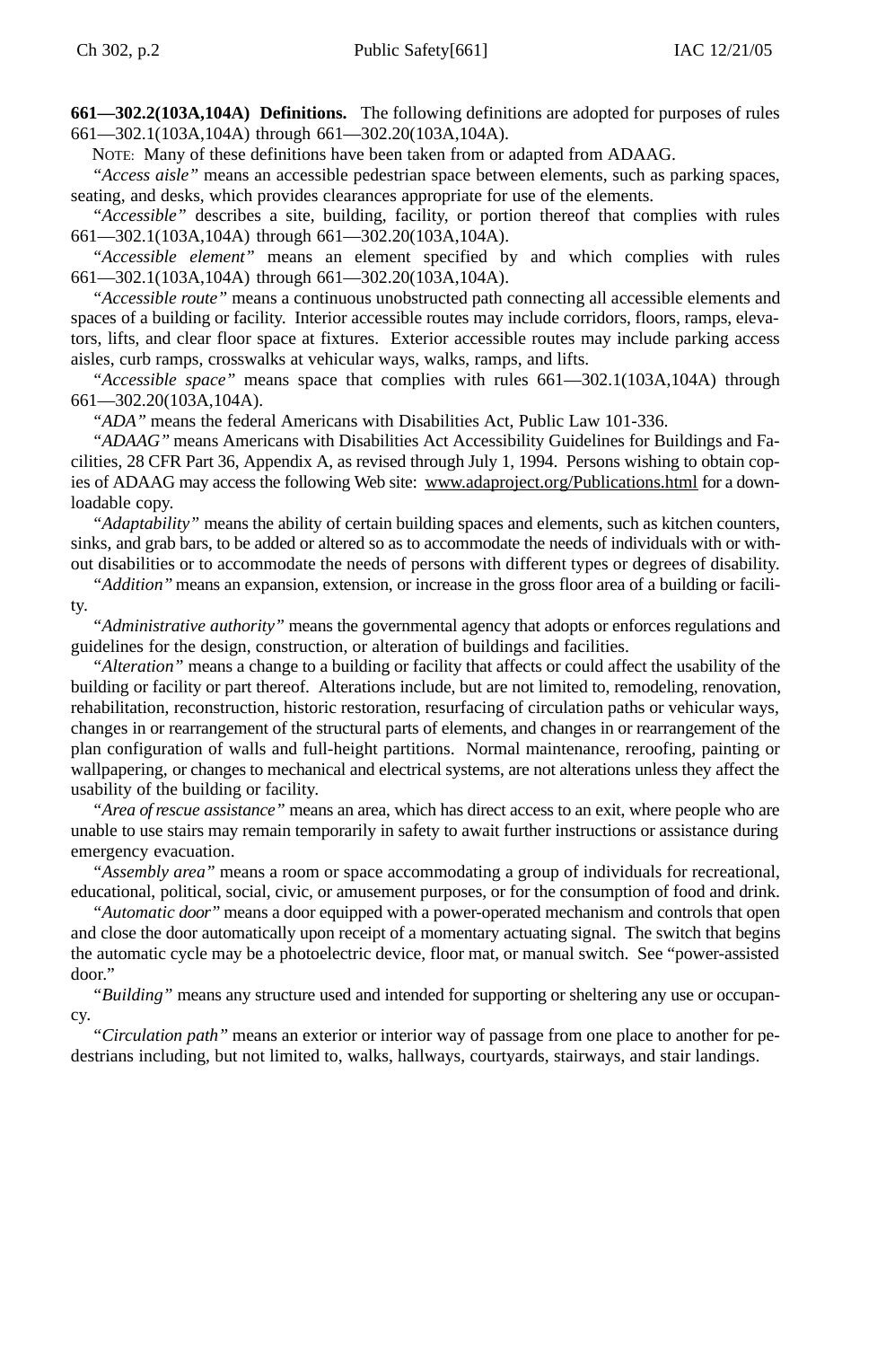**661—302.2(103A,104A) Definitions.** The following definitions are adopted for purposes of rules 661—302.1(103A,104A) through 661—302.20(103A,104A).

NOTE: Many of these definitions have been taken from or adapted from ADAAG.

*"Access aisle"* means an accessible pedestrian space between elements, such as parking spaces, seating, and desks, which provides clearances appropriate for use of the elements.

*"Accessible"* describes a site, building, facility, or portion thereof that complies with rules 661—302.1(103A,104A) through 661—302.20(103A,104A).

*"Accessible element"* means an element specified by and which complies with rules 661—302.1(103A,104A) through 661—302.20(103A,104A).

*"Accessible route"* means a continuous unobstructed path connecting all accessible elements and spaces of a building or facility. Interior accessible routes may include corridors, floors, ramps, elevators, lifts, and clear floor space at fixtures. Exterior accessible routes may include parking access aisles, curb ramps, crosswalks at vehicular ways, walks, ramps, and lifts.

*"Accessible space"* means space that complies with rules 661—302.1(103A,104A) through 661—302.20(103A,104A).

*"ADA"* means the federal Americans with Disabilities Act, Public Law 101-336.

*"ADAAG"* means Americans with Disabilities Act Accessibility Guidelines for Buildings and Facilities, 28 CFR Part 36, Appendix A, as revised through July 1, 1994. Persons wishing to obtain copies of ADAAG may access the following Web site: www.adaproject.org/Publications.html for a downloadable copy.

*"Adaptability"* means the ability of certain building spaces and elements, such as kitchen counters, sinks, and grab bars, to be added or altered so as to accommodate the needs of individuals with or without disabilities or to accommodate the needs of persons with different types or degrees of disability.

*"Addition"* means an expansion, extension, or increase in the gross floor area of a building or facility.

*"Administrative authority"* means the governmental agency that adopts or enforces regulations and guidelines for the design, construction, or alteration of buildings and facilities.

*"Alteration"* means a change to a building or facility that affects or could affect the usability of the building or facility or part thereof. Alterations include, but are not limited to, remodeling, renovation, rehabilitation, reconstruction, historic restoration, resurfacing of circulation paths or vehicular ways, changes in or rearrangement of the structural parts of elements, and changes in or rearrangement of the plan configuration of walls and full-height partitions. Normal maintenance, reroofing, painting or wallpapering, or changes to mechanical and electrical systems, are not alterations unless they affect the usability of the building or facility.

*"Area of rescue assistance"* means an area, which has direct access to an exit, where people who are unable to use stairs may remain temporarily in safety to await further instructions or assistance during emergency evacuation.

*"Assembly area"* means a room or space accommodating a group of individuals for recreational, educational, political, social, civic, or amusement purposes, or for the consumption of food and drink.

*"Automatic door"* means a door equipped with a power-operated mechanism and controls that open and close the door automatically upon receipt of a momentary actuating signal. The switch that begins the automatic cycle may be a photoelectric device, floor mat, or manual switch. See "power-assisted door."

*"Building"* means any structure used and intended for supporting or sheltering any use or occupancy.

*"Circulation path"* means an exterior or interior way of passage from one place to another for pedestrians including, but not limited to, walks, hallways, courtyards, stairways, and stair landings.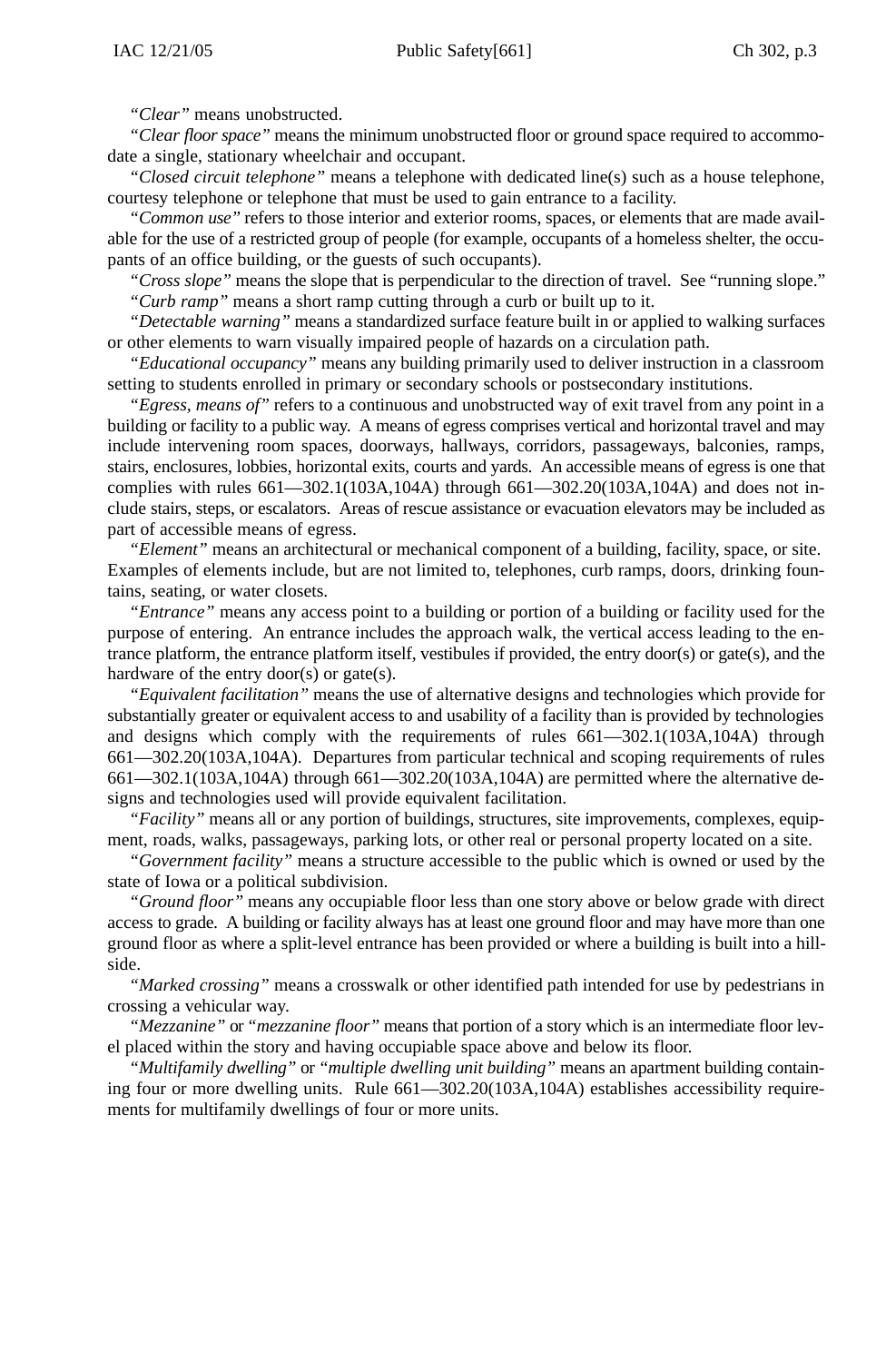"*Clear*" means unobstructed.

"*Clear floor space*" means the minimum unobstructed floor or ground space required to accommodate a single, stationary wheelchair and occupant.

"*Closed circuit telephone*" means a telephone with dedicated line(s) such as a house telephone, courtesy telephone or telephone that must be used to gain entrance to a facility.

"*Common use*" refers to those interior and exterior rooms, spaces, or elements that are made available for the use of a restricted group of people (for example, occupants of a homeless shelter, the occupants of an office building, or the guests of such occupants).

"*Cross slope*" means the slope that is perpendicular to the direction of travel. See "running slope."

"*Curb ramp*" means a short ramp cutting through a curb or built up to it.

"*Detectable warning*" means a standardized surface feature built in or applied to walking surfaces or other elements to warn visually impaired people of hazards on a circulation path.

"*Educational occupancy*" means any building primarily used to deliver instruction in a classroom setting to students enrolled in primary or secondary schools or postsecondary institutions.

"*Egress, means of*" refers to a continuous and unobstructed way of exit travel from any point in a building or facility to a public way. A means of egress comprises vertical and horizontal travel and may include intervening room spaces, doorways, hallways, corridors, passageways, balconies, ramps, stairs, enclosures, lobbies, horizontal exits, courts and yards. An accessible means of egress is one that complies with rules 661—302.1(103A,104A) through 661—302.20(103A,104A) and does not include stairs, steps, or escalators. Areas of rescue assistance or evacuation elevators may be included as part of accessible means of egress.

"*Element*" means an architectural or mechanical component of a building, facility, space, or site. Examples of elements include, but are not limited to, telephones, curb ramps, doors, drinking fountains, seating, or water closets.

"*Entrance*" means any access point to a building or portion of a building or facility used for the purpose of entering. An entrance includes the approach walk, the vertical access leading to the entrance platform, the entrance platform itself, vestibules if provided, the entry door(s) or gate(s), and the hardware of the entry door(s) or gate(s).

"*Equivalent facilitation*" means the use of alternative designs and technologies which provide for substantially greater or equivalent access to and usability of a facility than is provided by technologies and designs which comply with the requirements of rules 661—302.1(103A,104A) through 661—302.20(103A,104A). Departures from particular technical and scoping requirements of rules 661—302.1(103A,104A) through 661—302.20(103A,104A) are permitted where the alternative designs and technologies used will provide equivalent facilitation.

"*Facility*" means all or any portion of buildings, structures, site improvements, complexes, equipment, roads, walks, passageways, parking lots, or other real or personal property located on a site.

"*Government facility*" means a structure accessible to the public which is owned or used by the state of Iowa or a political subdivision.

"*Ground floor*" means any occupiable floor less than one story above or below grade with direct access to grade. A building or facility always has at least one ground floor and may have more than one ground floor as where a split-level entrance has been provided or where a building is built into a hillside.

"*Marked crossing*" means a crosswalk or other identified path intended for use by pedestrians in crossing a vehicular way.

"*Mezzanine*" or "*mezzanine floor*" means that portion of a story which is an intermediate floor level placed within the story and having occupiable space above and below its floor.

"*Multifamily dwelling*" or "*multiple dwelling unit building*" means an apartment building containing four or more dwelling units. Rule 661—302.20(103A,104A) establishes accessibility requirements for multifamily dwellings of four or more units.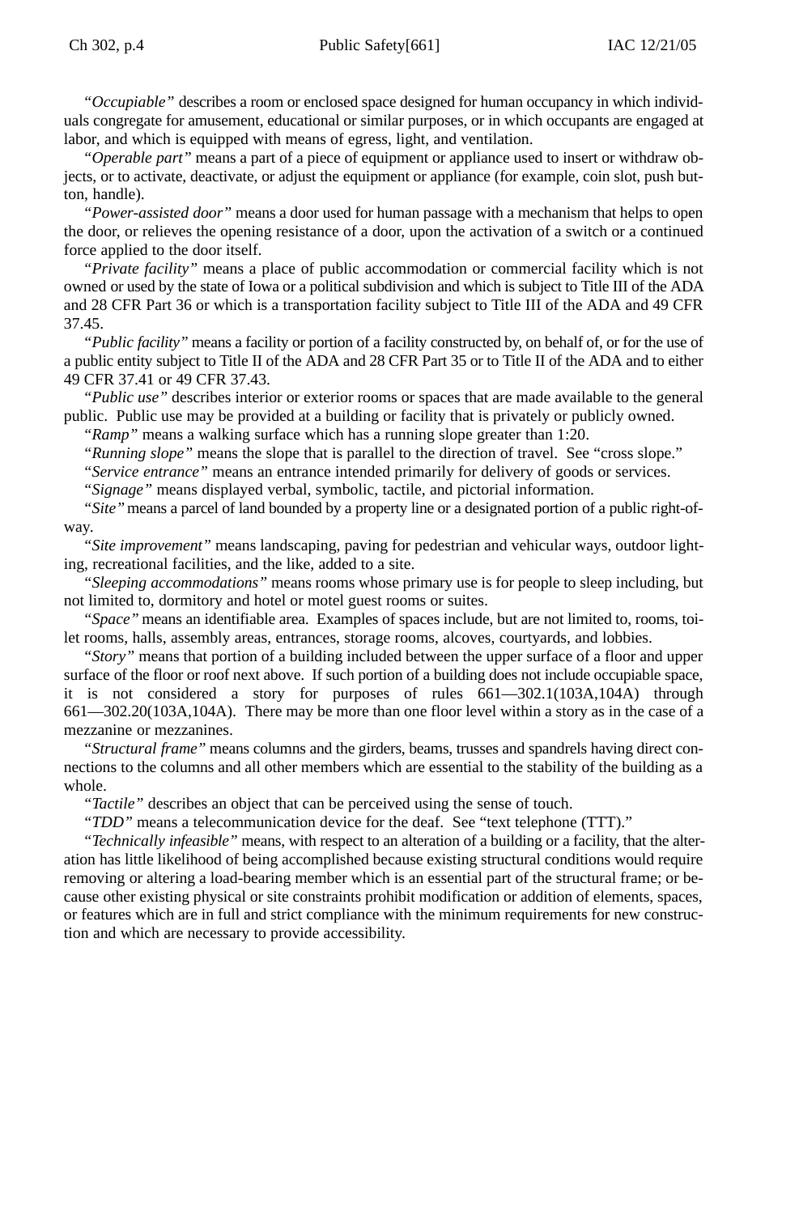"*Occupiable*" describes a room or enclosed space designed for human occupancy in which individuals congregate for amusement, educational or similar purposes, or in which occupants are engaged at labor, and which is equipped with means of egress, light, and ventilation.

"*Operable part*" means a part of a piece of equipment or appliance used to insert or withdraw objects, or to activate, deactivate, or adjust the equipment or appliance (for example, coin slot, push button, handle).

"*Power-assisted door*" means a door used for human passage with a mechanism that helps to open the door, or relieves the opening resistance of a door, upon the activation of a switch or a continued force applied to the door itself.

"*Private facility*" means a place of public accommodation or commercial facility which is not owned or used by the state of Iowa or a political subdivision and which is subject to Title III of the ADA and 28 CFR Part 36 or which is a transportation facility subject to Title III of the ADA and 49 CFR 37.45.

"*Public facility*" means a facility or portion of a facility constructed by, on behalf of, or for the use of a public entity subject to Title II of the ADA and 28 CFR Part 35 or to Title II of the ADA and to either 49 CFR 37.41 or 49 CFR 37.43.

"*Public use*" describes interior or exterior rooms or spaces that are made available to the general public. Public use may be provided at a building or facility that is privately or publicly owned.

"*Ramp*" means a walking surface which has a running slope greater than 1:20.

"*Running slope*" means the slope that is parallel to the direction of travel. See "cross slope."

"*Service entrance*" means an entrance intended primarily for delivery of goods or services.

"*Signage*" means displayed verbal, symbolic, tactile, and pictorial information.

"*Site*" means a parcel of land bounded by a property line or a designated portion of a public right-of-way.

"*Site improvement*" means landscaping, paving for pedestrian and vehicular ways, outdoor lighting, recreational facilities, and the like, added to a site.

"*Sleeping accommodations*" means rooms whose primary use is for people to sleep including, but not limited to, dormitory and hotel or motel guest rooms or suites.

"*Space*" means an identifiable area. Examples of spaces include, but are not limited to, rooms, toilet rooms, halls, assembly areas, entrances, storage rooms, alcoves, courtyards, and lobbies.

"*Story*" means that portion of a building included between the upper surface of a floor and upper surface of the floor or roof next above. If such portion of a building does not include occupiable space, it is not considered a story for purposes of rules 661—302.1(103A,104A) through 661—302.20(103A,104A). There may be more than one floor level within a story as in the case of a mezzanine or mezzanines.

"*Structural frame*" means columns and the girders, beams, trusses and spandrels having direct connections to the columns and all other members which are essential to the stability of the building as a whole.

"*Tactile*" describes an object that can be perceived using the sense of touch.

"*TDD*" means a telecommunication device for the deaf. See "text telephone (TTT)."

"*Technically infeasible*" means, with respect to an alteration of a building or a facility, that the alteration has little likelihood of being accomplished because existing structural conditions would require removing or altering a load-bearing member which is an essential part of the structural frame; or because other existing physical or site constraints prohibit modification or addition of elements, spaces, or features which are in full and strict compliance with the minimum requirements for new construction and which are necessary to provide accessibility.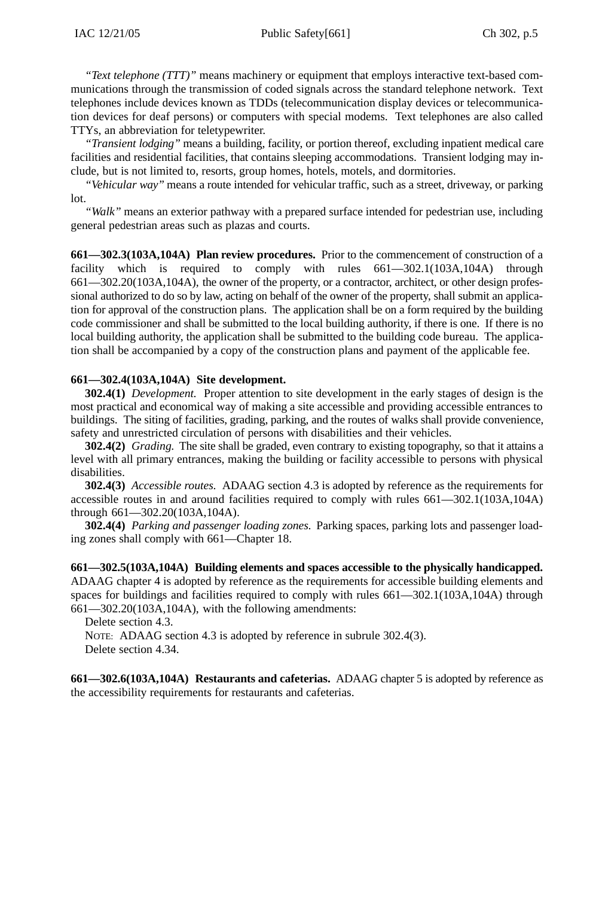*"Text telephone (TTT)"* means machinery or equipment that employs interactive text-based communications through the transmission of coded signals across the standard telephone network. Text telephones include devices known as TDDs (telecommunication display devices or telecommunication devices for deaf persons) or computers with special modems. Text telephones are also called TTYs, an abbreviation for teletypewriter.

*"Transient lodging"* means a building, facility, or portion thereof, excluding inpatient medical care facilities and residential facilities, that contains sleeping accommodations. Transient lodging may include, but is not limited to, resorts, group homes, hotels, motels, and dormitories.

*"Vehicular way"* means a route intended for vehicular traffic, such as a street, driveway, or parking lot.

*"Walk"* means an exterior pathway with a prepared surface intended for pedestrian use, including general pedestrian areas such as plazas and courts.

**661—302.3(103A,104A) Plan review procedures.** Prior to the commencement of construction of a facility which is required to comply with rules 661—302.1(103A,104A) through 661—302.20(103A,104A), the owner of the property, or a contractor, architect, or other design professional authorized to do so by law, acting on behalf of the owner of the property, shall submit an application for approval of the construction plans. The application shall be on a form required by the building code commissioner and shall be submitted to the local building authority, if there is one. If there is no local building authority, the application shall be submitted to the building code bureau. The application shall be accompanied by a copy of the construction plans and payment of the applicable fee.

**661—302.4(103A,104A) Site development.**

**302.4(1)** *Development.* Proper attention to site development in the early stages of design is the most practical and economical way of making a site accessible and providing accessible entrances to buildings. The siting of facilities, grading, parking, and the routes of walks shall provide convenience, safety and unrestricted circulation of persons with disabilities and their vehicles.

**302.4(2)** *Grading.* The site shall be graded, even contrary to existing topography, so that it attains a level with all primary entrances, making the building or facility accessible to persons with physical disabilities.

**302.4(3)** *Accessible routes.* ADAAG section 4.3 is adopted by reference as the requirements for accessible routes in and around facilities required to comply with rules 661—302.1(103A,104A) through 661—302.20(103A,104A).

**302.4(4)** *Parking and passenger loading zones.* Parking spaces, parking lots and passenger loading zones shall comply with 661—Chapter 18.

**661—302.5(103A,104A) Building elements and spaces accessible to the physically handicapped.** ADAAG chapter 4 is adopted by reference as the requirements for accessible building elements and spaces for buildings and facilities required to comply with rules 661—302.1(103A,104A) through 661—302.20(103A,104A), with the following amendments:

Delete section 4.3.

NOTE: ADAAG section 4.3 is adopted by reference in subrule 302.4(3).

Delete section 4.34.

**661—302.6(103A,104A) Restaurants and cafeterias.** ADAAG chapter 5 is adopted by reference as the accessibility requirements for restaurants and cafeterias.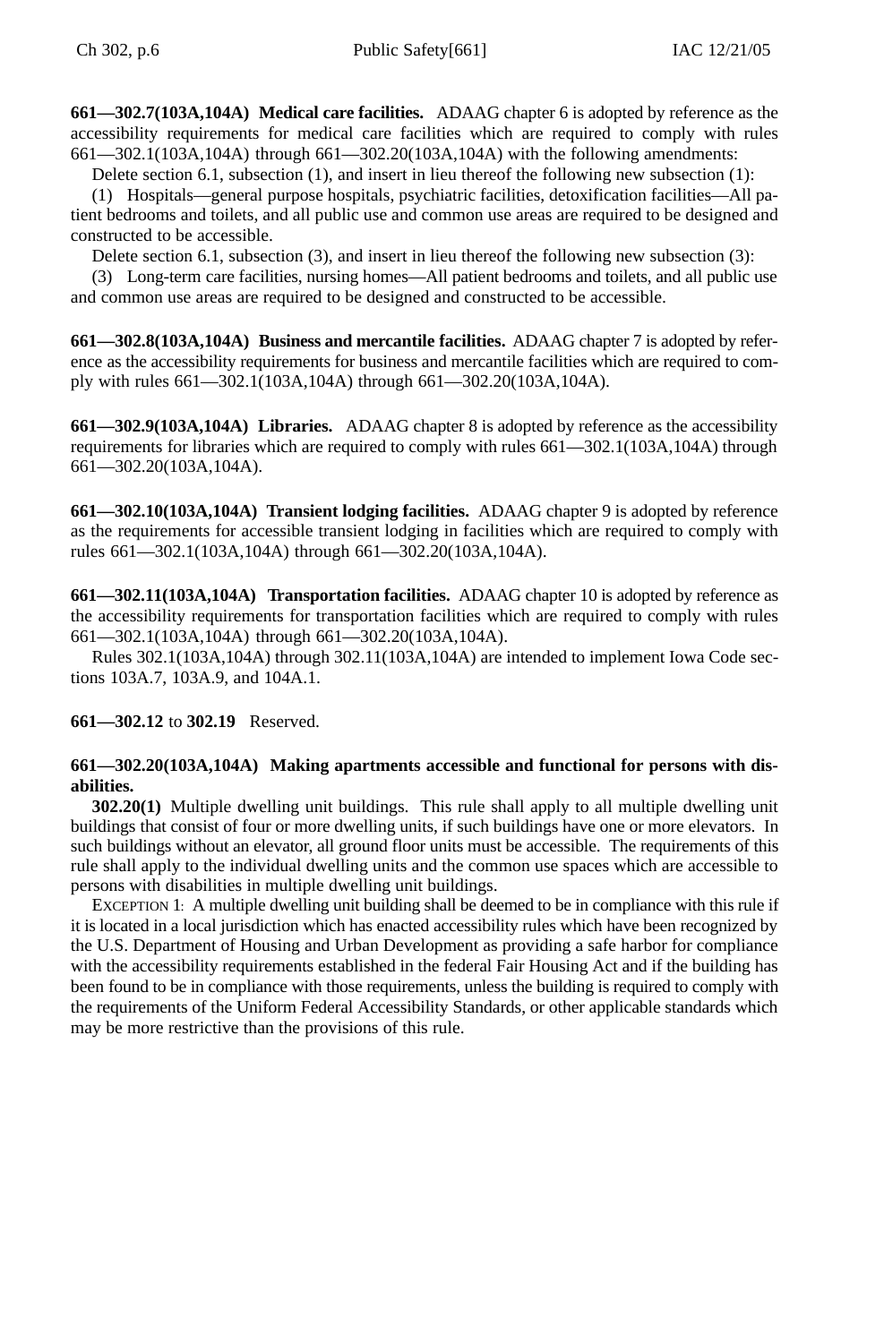**661—302.7(103A,104A) Medical care facilities.** ADAAG chapter 6 is adopted by reference as the accessibility requirements for medical care facilities which are required to comply with rules 661—302.1(103A,104A) through 661—302.20(103A,104A) with the following amendments:

Delete section 6.1, subsection (1), and insert in lieu thereof the following new subsection (1):

(1) Hospitals—general purpose hospitals, psychiatric facilities, detoxification facilities—All patient bedrooms and toilets, and all public use and common use areas are required to be designed and constructed to be accessible.

Delete section 6.1, subsection (3), and insert in lieu thereof the following new subsection (3):

(3) Long-term care facilities, nursing homes—All patient bedrooms and toilets, and all public use and common use areas are required to be designed and constructed to be accessible.

**661—302.8(103A,104A) Business and mercantile facilities.** ADAAG chapter 7 is adopted by reference as the accessibility requirements for business and mercantile facilities which are required to comply with rules 661—302.1(103A,104A) through 661—302.20(103A,104A).

**661—302.9(103A,104A) Libraries.** ADAAG chapter 8 is adopted by reference as the accessibility requirements for libraries which are required to comply with rules 661—302.1(103A,104A) through 661—302.20(103A,104A).

**661—302.10(103A,104A) Transient lodging facilities.** ADAAG chapter 9 is adopted by reference as the requirements for accessible transient lodging in facilities which are required to comply with rules 661—302.1(103A,104A) through 661—302.20(103A,104A).

**661—302.11(103A,104A) Transportation facilities.** ADAAG chapter 10 is adopted by reference as the accessibility requirements for transportation facilities which are required to comply with rules 661—302.1(103A,104A) through 661—302.20(103A,104A).

Rules 302.1(103A,104A) through 302.11(103A,104A) are intended to implement Iowa Code sections 103A.7, 103A.9, and 104A.1.

**661—302.12** to **302.19** Reserved.

**661—302.20(103A,104A) Making apartments accessible and functional for persons with disabilities.**

**302.20(1)** Multiple dwelling unit buildings. This rule shall apply to all multiple dwelling unit buildings that consist of four or more dwelling units, if such buildings have one or more elevators. In such buildings without an elevator, all ground floor units must be accessible. The requirements of this rule shall apply to the individual dwelling units and the common use spaces which are accessible to persons with disabilities in multiple dwelling unit buildings.

EXCEPTION 1: A multiple dwelling unit building shall be deemed to be in compliance with this rule if it is located in a local jurisdiction which has enacted accessibility rules which have been recognized by the U.S. Department of Housing and Urban Development as providing a safe harbor for compliance with the accessibility requirements established in the federal Fair Housing Act and if the building has been found to be in compliance with those requirements, unless the building is required to comply with the requirements of the Uniform Federal Accessibility Standards, or other applicable standards which may be more restrictive than the provisions of this rule.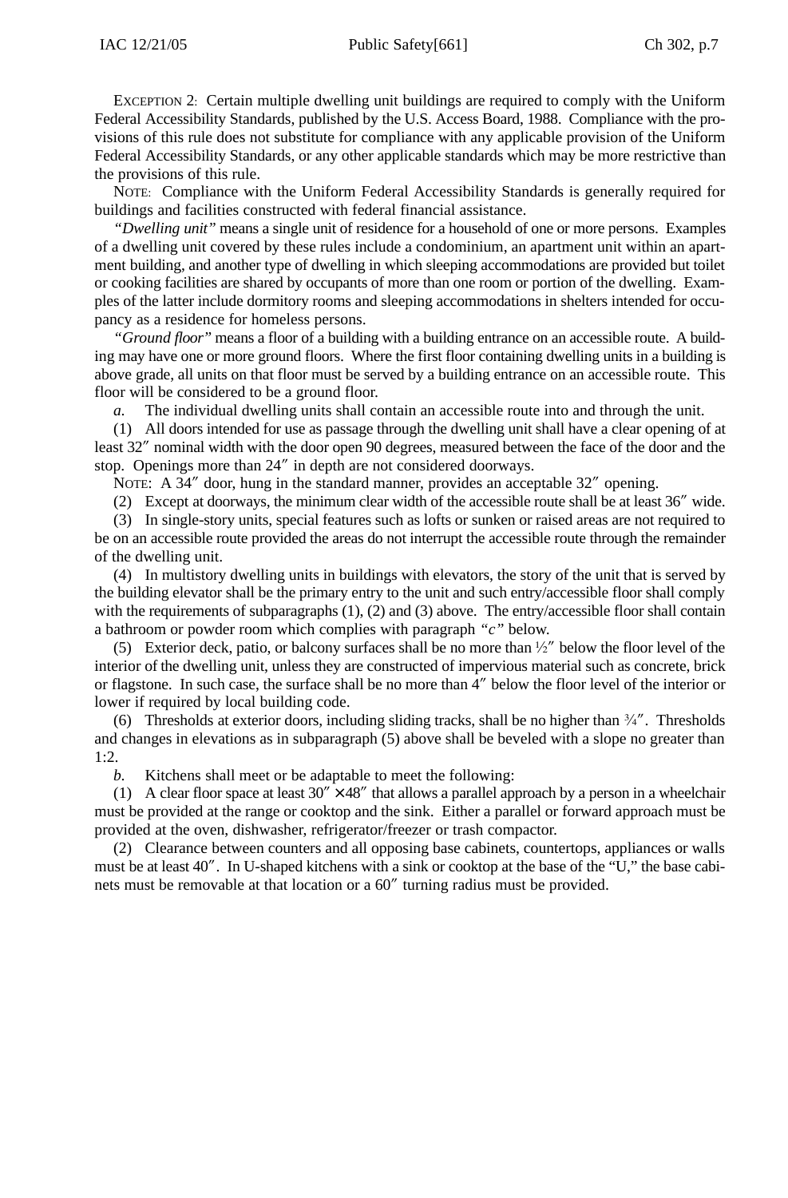EXCEPTION 2: Certain multiple dwelling unit buildings are required to comply with the Uniform Federal Accessibility Standards, published by the U.S. Access Board, 1988. Compliance with the provisions of this rule does not substitute for compliance with any applicable provision of the Uniform Federal Accessibility Standards, or any other applicable standards which may be more restrictive than the provisions of this rule.

NOTE: Compliance with the Uniform Federal Accessibility Standards is generally required for buildings and facilities constructed with federal financial assistance.

*"Dwelling unit"* means a single unit of residence for a household of one or more persons. Examples of a dwelling unit covered by these rules include a condominium, an apartment unit within an apartment building, and another type of dwelling in which sleeping accommodations are provided but toilet or cooking facilities are shared by occupants of more than one room or portion of the dwelling. Examples of the latter include dormitory rooms and sleeping accommodations in shelters intended for occupancy as a residence for homeless persons.

*"Ground floor"* means a floor of a building with a building entrance on an accessible route. A building may have one or more ground floors. Where the first floor containing dwelling units in a building is above grade, all units on that floor must be served by a building entrance on an accessible route. This floor will be considered to be a ground floor.

*a.* The individual dwelling units shall contain an accessible route into and through the unit.

(1) All doors intended for use as passage through the dwelling unit shall have a clear opening of at least 32″ nominal width with the door open 90 degrees, measured between the face of the door and the stop. Openings more than 24″ in depth are not considered doorways.

NOTE: A 34″ door, hung in the standard manner, provides an acceptable 32″ opening.

(2) Except at doorways, the minimum clear width of the accessible route shall be at least 36″ wide.

(3) In single-story units, special features such as lofts or sunken or raised areas are not required to be on an accessible route provided the areas do not interrupt the accessible route through the remainder of the dwelling unit.

(4) In multistory dwelling units in buildings with elevators, the story of the unit that is served by the building elevator shall be the primary entry to the unit and such entry/accessible floor shall comply with the requirements of subparagraphs (1), (2) and (3) above. The entry/accessible floor shall contain a bathroom or powder room which complies with paragraph *"c"* below.

(5) Exterior deck, patio, or balcony surfaces shall be no more than ½″ below the floor level of the interior of the dwelling unit, unless they are constructed of impervious material such as concrete, brick or flagstone. In such case, the surface shall be no more than 4″ below the floor level of the interior or lower if required by local building code.

(6) Thresholds at exterior doors, including sliding tracks, shall be no higher than ¾″. Thresholds and changes in elevations as in subparagraph (5) above shall be beveled with a slope no greater than 1:2.

*b.* Kitchens shall meet or be adaptable to meet the following:

(1) A clear floor space at least 30″ × 48″ that allows a parallel approach by a person in a wheelchair must be provided at the range or cooktop and the sink. Either a parallel or forward approach must be provided at the oven, dishwasher, refrigerator/freezer or trash compactor.

(2) Clearance between counters and all opposing base cabinets, countertops, appliances or walls must be at least 40″. In U-shaped kitchens with a sink or cooktop at the base of the "U," the base cabinets must be removable at that location or a 60″ turning radius must be provided.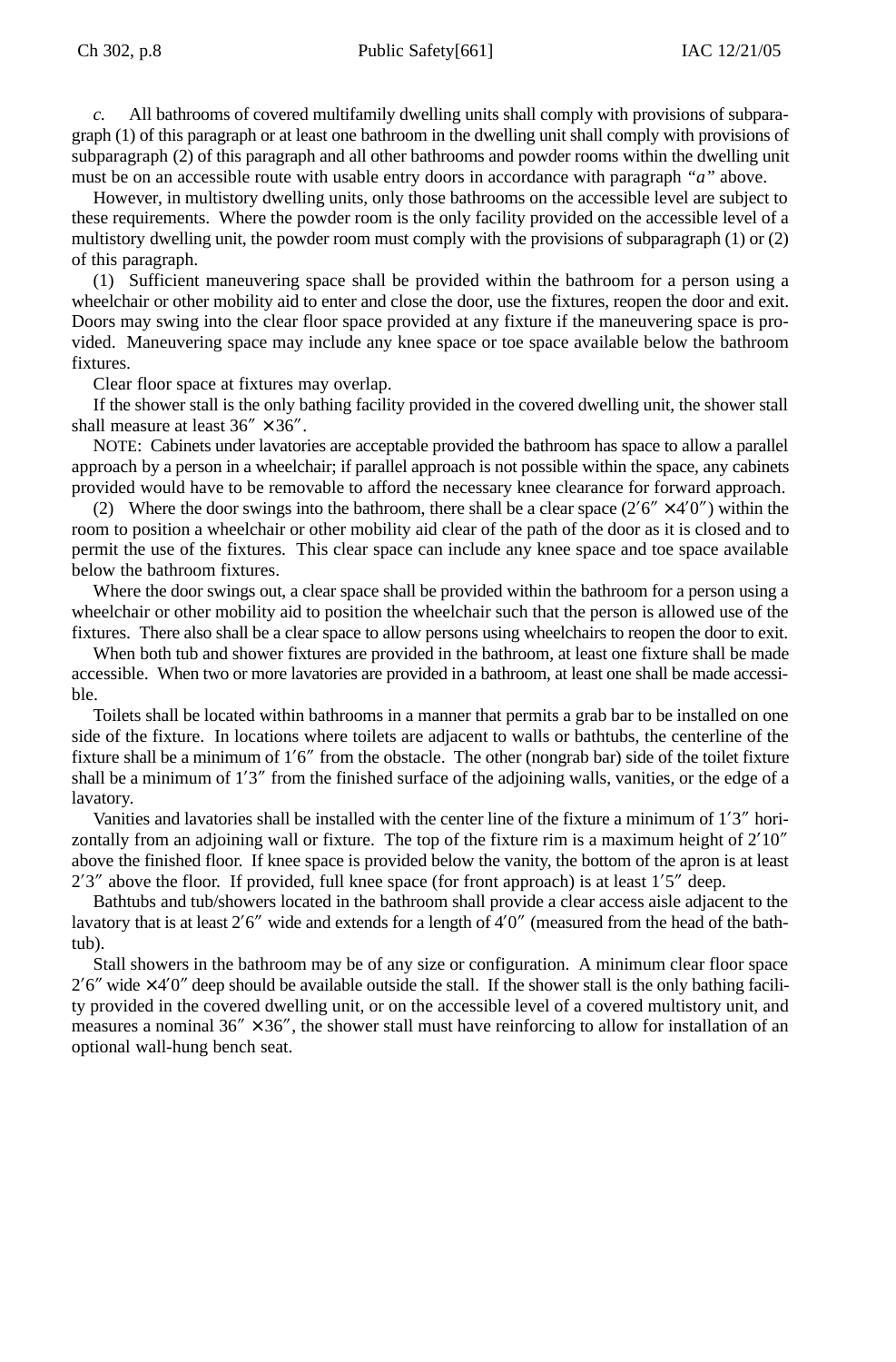*c.* All bathrooms of covered multifamily dwelling units shall comply with provisions of subparagraph (1) of this paragraph or at least one bathroom in the dwelling unit shall comply with provisions of subparagraph (2) of this paragraph and all other bathrooms and powder rooms within the dwelling unit must be on an accessible route with usable entry doors in accordance with paragraph *"a"* above.

However, in multistory dwelling units, only those bathrooms on the accessible level are subject to these requirements. Where the powder room is the only facility provided on the accessible level of a multistory dwelling unit, the powder room must comply with the provisions of subparagraph (1) or (2) of this paragraph.

(1) Sufficient maneuvering space shall be provided within the bathroom for a person using a wheelchair or other mobility aid to enter and close the door, use the fixtures, reopen the door and exit. Doors may swing into the clear floor space provided at any fixture if the maneuvering space is provided. Maneuvering space may include any knee space or toe space available below the bathroom fixtures.

Clear floor space at fixtures may overlap.

If the shower stall is the only bathing facility provided in the covered dwelling unit, the shower stall shall measure at least 36″ × 36″.

NOTE: Cabinets under lavatories are acceptable provided the bathroom has space to allow a parallel approach by a person in a wheelchair; if parallel approach is not possible within the space, any cabinets provided would have to be removable to afford the necessary knee clearance for forward approach.

(2) Where the door swings into the bathroom, there shall be a clear space (2′6″ × 4′0″) within the room to position a wheelchair or other mobility aid clear of the path of the door as it is closed and to permit the use of the fixtures. This clear space can include any knee space and toe space available below the bathroom fixtures.

Where the door swings out, a clear space shall be provided within the bathroom for a person using a wheelchair or other mobility aid to position the wheelchair such that the person is allowed use of the fixtures. There also shall be a clear space to allow persons using wheelchairs to reopen the door to exit.

When both tub and shower fixtures are provided in the bathroom, at least one fixture shall be made accessible. When two or more lavatories are provided in a bathroom, at least one shall be made accessible.

Toilets shall be located within bathrooms in a manner that permits a grab bar to be installed on one side of the fixture. In locations where toilets are adjacent to walls or bathtubs, the centerline of the fixture shall be a minimum of 1′6″ from the obstacle. The other (nongrab bar) side of the toilet fixture shall be a minimum of 1′3″ from the finished surface of the adjoining walls, vanities, or the edge of a lavatory.

Vanities and lavatories shall be installed with the center line of the fixture a minimum of 1′3″ horizontally from an adjoining wall or fixture. The top of the fixture rim is a maximum height of 2′10″ above the finished floor. If knee space is provided below the vanity, the bottom of the apron is at least 2′3″ above the floor. If provided, full knee space (for front approach) is at least 1′5″ deep.

Bathtubs and tub/showers located in the bathroom shall provide a clear access aisle adjacent to the lavatory that is at least 2′6″ wide and extends for a length of 4′0″ (measured from the head of the bathtub).

Stall showers in the bathroom may be of any size or configuration. A minimum clear floor space 2′6″ wide × 4′0″ deep should be available outside the stall. If the shower stall is the only bathing facility provided in the covered dwelling unit, or on the accessible level of a covered multistory unit, and measures a nominal 36″ × 36″, the shower stall must have reinforcing to allow for installation of an optional wall-hung bench seat.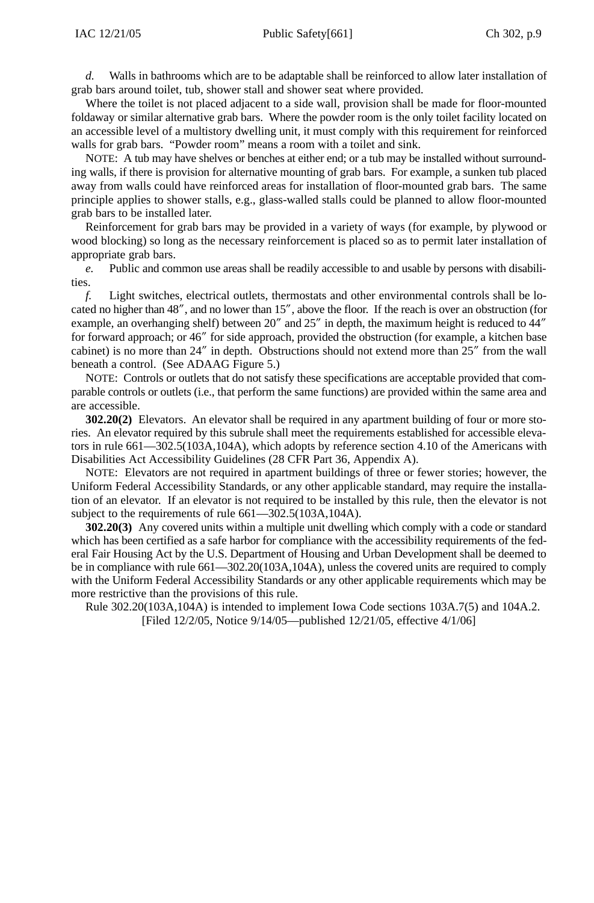*d.* Walls in bathrooms which are to be adaptable shall be reinforced to allow later installation of grab bars around toilet, tub, shower stall and shower seat where provided.

Where the toilet is not placed adjacent to a side wall, provision shall be made for floor-mounted foldaway or similar alternative grab bars. Where the powder room is the only toilet facility located on an accessible level of a multistory dwelling unit, it must comply with this requirement for reinforced walls for grab bars. "Powder room" means a room with a toilet and sink.

NOTE: A tub may have shelves or benches at either end; or a tub may be installed without surrounding walls, if there is provision for alternative mounting of grab bars. For example, a sunken tub placed away from walls could have reinforced areas for installation of floor-mounted grab bars. The same principle applies to shower stalls, e.g., glass-walled stalls could be planned to allow floor-mounted grab bars to be installed later.

Reinforcement for grab bars may be provided in a variety of ways (for example, by plywood or wood blocking) so long as the necessary reinforcement is placed so as to permit later installation of appropriate grab bars.

*e.* Public and common use areas shall be readily accessible to and usable by persons with disabilities.

*f.* Light switches, electrical outlets, thermostats and other environmental controls shall be located no higher than 48″, and no lower than 15″, above the floor. If the reach is over an obstruction (for example, an overhanging shelf) between 20″ and 25″ in depth, the maximum height is reduced to 44″ for forward approach; or 46″ for side approach, provided the obstruction (for example, a kitchen base cabinet) is no more than 24″ in depth. Obstructions should not extend more than 25″ from the wall beneath a control. (See ADAAG Figure 5.)

NOTE: Controls or outlets that do not satisfy these specifications are acceptable provided that comparable controls or outlets (i.e., that perform the same functions) are provided within the same area and are accessible.

**302.20(2)** Elevators. An elevator shall be required in any apartment building of four or more stories. An elevator required by this subrule shall meet the requirements established for accessible elevators in rule 661—302.5(103A,104A), which adopts by reference section 4.10 of the Americans with Disabilities Act Accessibility Guidelines (28 CFR Part 36, Appendix A).

NOTE: Elevators are not required in apartment buildings of three or fewer stories; however, the Uniform Federal Accessibility Standards, or any other applicable standard, may require the installation of an elevator. If an elevator is not required to be installed by this rule, then the elevator is not subject to the requirements of rule 661—302.5(103A,104A).

**302.20(3)** Any covered units within a multiple unit dwelling which comply with a code or standard which has been certified as a safe harbor for compliance with the accessibility requirements of the federal Fair Housing Act by the U.S. Department of Housing and Urban Development shall be deemed to be in compliance with rule 661—302.20(103A,104A), unless the covered units are required to comply with the Uniform Federal Accessibility Standards or any other applicable requirements which may be more restrictive than the provisions of this rule.

Rule 302.20(103A,104A) is intended to implement Iowa Code sections 103A.7(5) and 104A.2.

[Filed 12/2/05, Notice 9/14/05—published 12/21/05, effective 4/1/06]